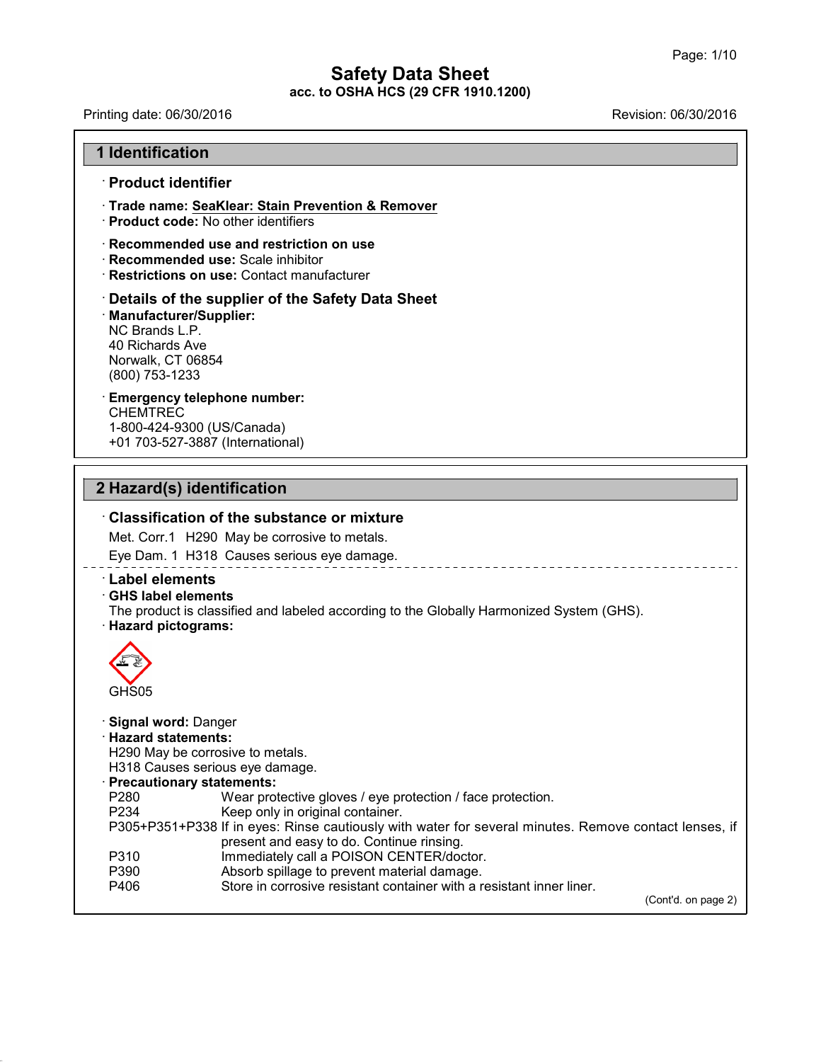# Safety Data Sheet
**acc. to OSHA HCS (29 CFR 1910.1200)**

Printing date: 06/30/2016 Revision: 06/30/2016

## 1 Identification

### · Product identifier

· **Trade name:** **SeaKlear: Stain Prevention & Remover**
· **Product code:** No other identifiers

· **Recommended use and restriction on use**
· **Recommended use:** Scale inhibitor
· **Restrictions on use:** Contact manufacturer

### · Details of the supplier of the Safety Data Sheet

· **Manufacturer/Supplier:**
NC Brands L.P.
40 Richards Ave
Norwalk, CT 06854
(800) 753-1233

· **Emergency telephone number:**
CHEMTREC
1-800-424-9300 (US/Canada)
+01 703-527-3887 (International)

## 2 Hazard(s) identification

### · Classification of the substance or mixture

Met. Corr.1 H290 May be corrosive to metals.

Eye Dam. 1 H318 Causes serious eye damage.

### · Label elements

· **GHS label elements**
The product is classified and labeled according to the Globally Harmonized System (GHS).
· **Hazard pictograms:**

GHS05

· **Signal word:** Danger
· **Hazard statements:**
H290 May be corrosive to metals.
H318 Causes serious eye damage.
· **Precautionary statements:**

| | |
|---|---|
| P280 | Wear protective gloves / eye protection / face protection. |
| P234 | Keep only in original container. |
| P305+P351+P338 | If in eyes: Rinse cautiously with water for several minutes. Remove contact lenses, if present and easy to do. Continue rinsing. |
| P310 | Immediately call a POISON CENTER/doctor. |
| P390 | Absorb spillage to prevent material damage. |
| P406 | Store in corrosive resistant container with a resistant inner liner. |

(Cont'd. on page 2)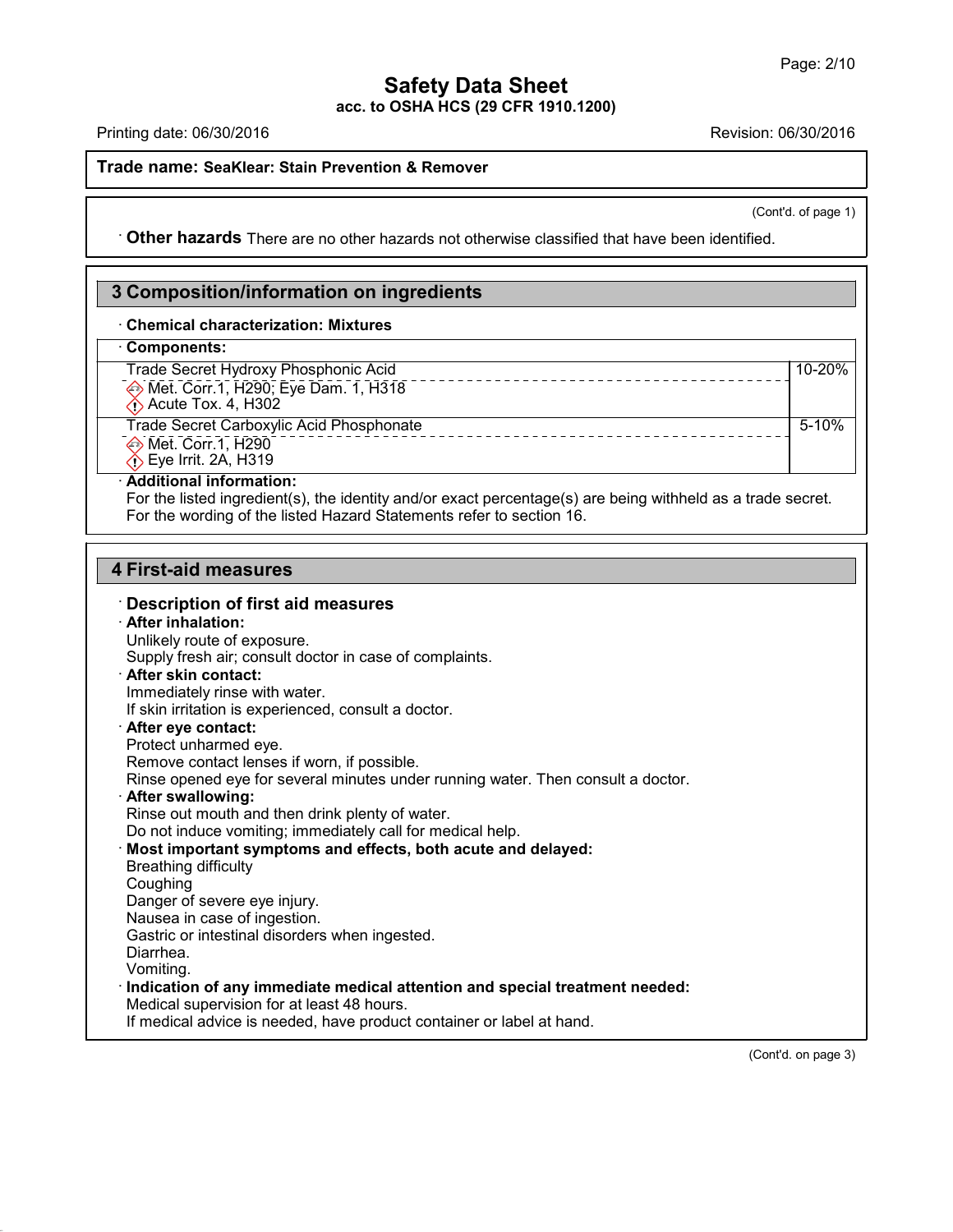# Safety Data Sheet
**acc. to OSHA HCS (29 CFR 1910.1200)**

Printing date: 06/30/2016 Revision: 06/30/2016

**Trade name: SeaKlear: Stain Prevention & Remover**

(Cont'd. of page 1)

· **Other hazards** There are no other hazards not otherwise classified that have been identified.

## 3 Composition/information on ingredients

· **Chemical characterization: Mixtures**

| · **Components:** | |
|---|---|
| Trade Secret Hydroxy Phosphonic Acid<br>Met. Corr.1, H290; Eye Dam. 1, H318<br>Acute Tox. 4, H302 | 10-20% |
| Trade Secret Carboxylic Acid Phosphonate<br>Met. Corr.1, H290<br>Eye Irrit. 2A, H319 | 5-10% |

· **Additional information:**
For the listed ingredient(s), the identity and/or exact percentage(s) are being withheld as a trade secret.
For the wording of the listed Hazard Statements refer to section 16.

## 4 First-aid measures

· **Description of first aid measures**

· **After inhalation:**
Unlikely route of exposure.
Supply fresh air; consult doctor in case of complaints.

· **After skin contact:**
Immediately rinse with water.
If skin irritation is experienced, consult a doctor.

· **After eye contact:**
Protect unharmed eye.
Remove contact lenses if worn, if possible.
Rinse opened eye for several minutes under running water. Then consult a doctor.

· **After swallowing:**
Rinse out mouth and then drink plenty of water.
Do not induce vomiting; immediately call for medical help.

· **Most important symptoms and effects, both acute and delayed:**
Breathing difficulty
Coughing
Danger of severe eye injury.
Nausea in case of ingestion.
Gastric or intestinal disorders when ingested.
Diarrhea.
Vomiting.

· **Indication of any immediate medical attention and special treatment needed:**
Medical supervision for at least 48 hours.
If medical advice is needed, have product container or label at hand.

(Cont'd. on page 3)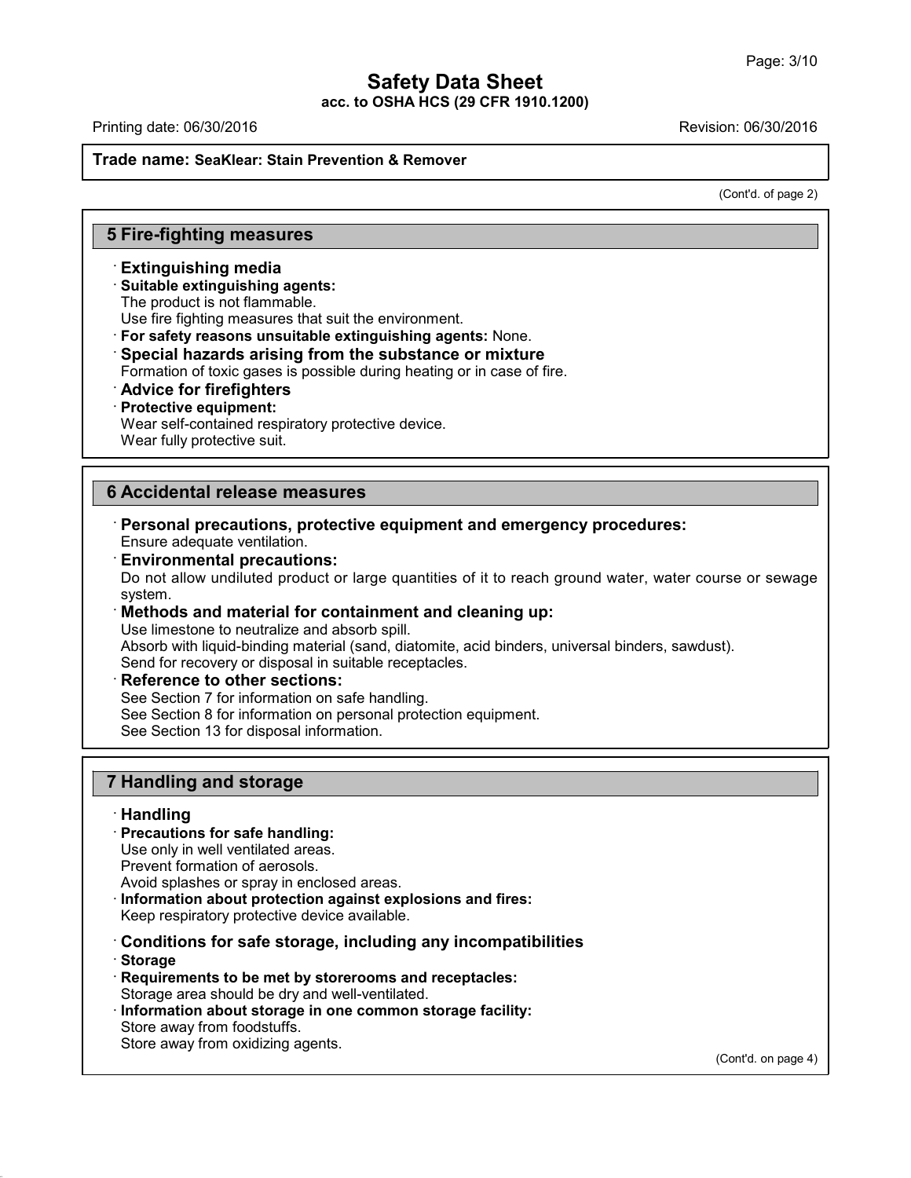**Safety Data Sheet**
**acc. to OSHA HCS (29 CFR 1910.1200)**

Printing date: 06/30/2016 Revision: 06/30/2016

**Trade name: SeaKlear: Stain Prevention & Remover**

(Cont'd. of page 2)

## 5 Fire-fighting measures

· **Extinguishing media**
· **Suitable extinguishing agents:**
The product is not flammable.
Use fire fighting measures that suit the environment.
· **For safety reasons unsuitable extinguishing agents:** None.
· **Special hazards arising from the substance or mixture**
Formation of toxic gases is possible during heating or in case of fire.
· **Advice for firefighters**
· **Protective equipment:**
Wear self-contained respiratory protective device.
Wear fully protective suit.

## 6 Accidental release measures

· **Personal precautions, protective equipment and emergency procedures:**
Ensure adequate ventilation.
· **Environmental precautions:**
Do not allow undiluted product or large quantities of it to reach ground water, water course or sewage system.
· **Methods and material for containment and cleaning up:**
Use limestone to neutralize and absorb spill.
Absorb with liquid-binding material (sand, diatomite, acid binders, universal binders, sawdust).
Send for recovery or disposal in suitable receptacles.
· **Reference to other sections:**
See Section 7 for information on safe handling.
See Section 8 for information on personal protection equipment.
See Section 13 for disposal information.

## 7 Handling and storage

· **Handling**
· **Precautions for safe handling:**
Use only in well ventilated areas.
Prevent formation of aerosols.
Avoid splashes or spray in enclosed areas.
· **Information about protection against explosions and fires:**
Keep respiratory protective device available.

· **Conditions for safe storage, including any incompatibilities**
· **Storage**
· **Requirements to be met by storerooms and receptacles:**
Storage area should be dry and well-ventilated.
· **Information about storage in one common storage facility:**
Store away from foodstuffs.
Store away from oxidizing agents.

(Cont'd. on page 4)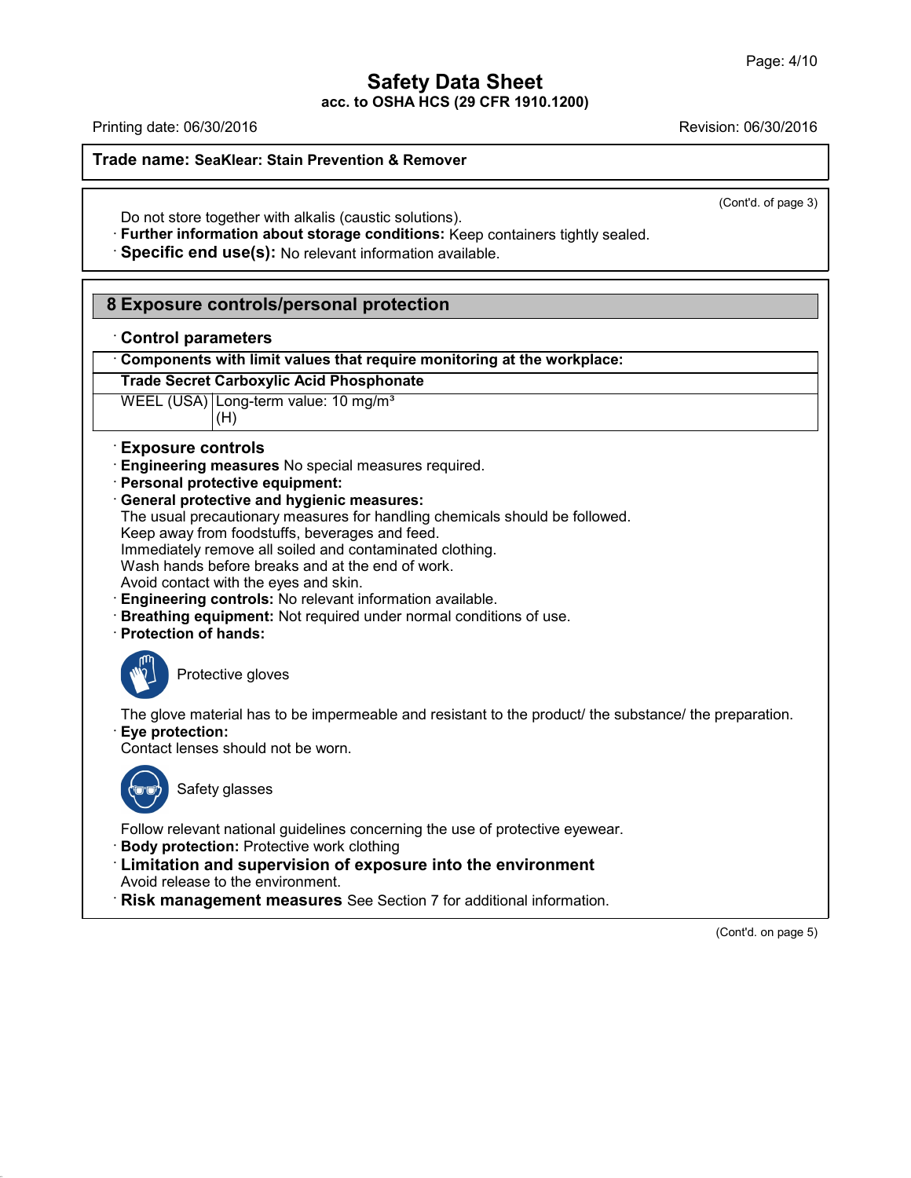(Cont'd. of page 3)

Do not store together with alkalis (caustic solutions).

· **Further information about storage conditions:** Keep containers tightly sealed.

· **Specific end use(s):** No relevant information available.

## 8 Exposure controls/personal protection

· **Control parameters**

| · Components with limit values that require monitoring at the workplace: | |
|---|---|
| **Trade Secret Carboxylic Acid Phosphonate** | |
| WEEL (USA) | Long-term value: 10 mg/m³<br>(H) |

· **Exposure controls**

· **Engineering measures** No special measures required.

· **Personal protective equipment:**

· **General protective and hygienic measures:**

The usual precautionary measures for handling chemicals should be followed.
Keep away from foodstuffs, beverages and feed.
Immediately remove all soiled and contaminated clothing.
Wash hands before breaks and at the end of work.
Avoid contact with the eyes and skin.

· **Engineering controls:** No relevant information available.

· **Breathing equipment:** Not required under normal conditions of use.

· **Protection of hands:**

Protective gloves

The glove material has to be impermeable and resistant to the product/ the substance/ the preparation.

· **Eye protection:**

Contact lenses should not be worn.

Safety glasses

Follow relevant national guidelines concerning the use of protective eyewear.

· **Body protection:** Protective work clothing

· **Limitation and supervision of exposure into the environment**

Avoid release to the environment.

· **Risk management measures** See Section 7 for additional information.

(Cont'd. on page 5)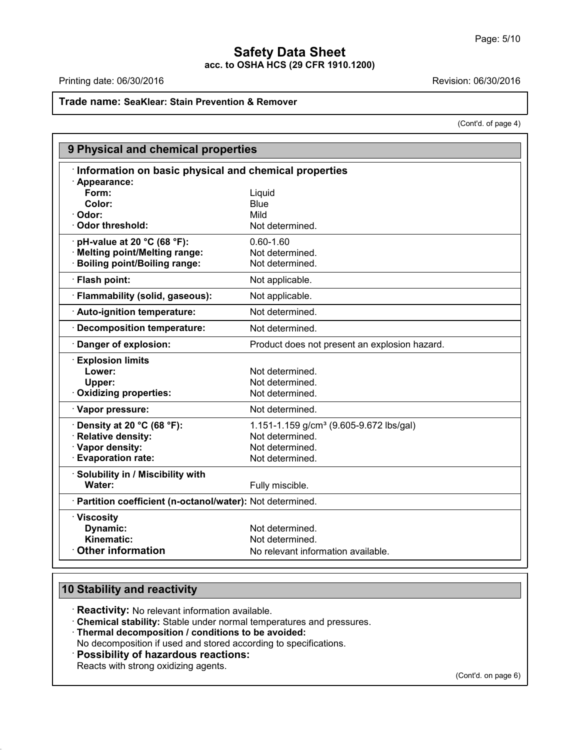**Trade name: SeaKlear: Stain Prevention & Remover**

(Cont'd. of page 4)

## 9 Physical and chemical properties

| · Information on basic physical and chemical properties | |
|---|---|
| · **Appearance:** | |
| **Form:** | Liquid |
| **Color:** | Blue |
| · **Odor:** | Mild |
| · **Odor threshold:** | Not determined. |
| · **pH-value at 20 °C (68 °F):** | 0.60-1.60 |
| · **Melting point/Melting range:** | Not determined. |
| · **Boiling point/Boiling range:** | Not determined. |
| · **Flash point:** | Not applicable. |
| · **Flammability (solid, gaseous):** | Not applicable. |
| · **Auto-ignition temperature:** | Not determined. |
| · **Decomposition temperature:** | Not determined. |
| · **Danger of explosion:** | Product does not present an explosion hazard. |
| · **Explosion limits** | |
| **Lower:** | Not determined. |
| **Upper:** | Not determined. |
| · **Oxidizing properties:** | Not determined. |
| · **Vapor pressure:** | Not determined. |
| · **Density at 20 °C (68 °F):** | 1.151-1.159 g/cm³ (9.605-9.672 lbs/gal) |
| · **Relative density:** | Not determined. |
| · **Vapor density:** | Not determined. |
| · **Evaporation rate:** | Not determined. |
| · **Solubility in / Miscibility with** | |
| **Water:** | Fully miscible. |
| · **Partition coefficient (n-octanol/water):** | Not determined. |
| · **Viscosity** | |
| **Dynamic:** | Not determined. |
| **Kinematic:** | Not determined. |
| · **Other information** | No relevant information available. |

## 10 Stability and reactivity

· **Reactivity:** No relevant information available.
· **Chemical stability:** Stable under normal temperatures and pressures.
· **Thermal decomposition / conditions to be avoided:**
No decomposition if used and stored according to specifications.
· **Possibility of hazardous reactions:**
Reacts with strong oxidizing agents.

(Cont'd. on page 6)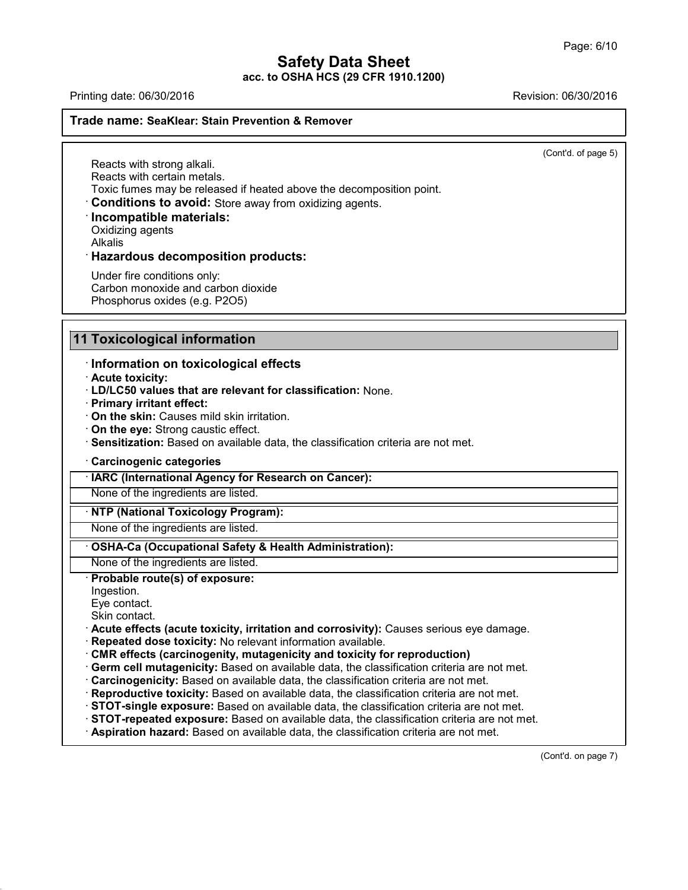**Trade name: SeaKlear: Stain Prevention & Remover**

(Cont'd. of page 5)

Reacts with strong alkali.
Reacts with certain metals.
Toxic fumes may be released if heated above the decomposition point.

· **Conditions to avoid:** Store away from oxidizing agents.

· **Incompatible materials:**
Oxidizing agents
Alkalis

· **Hazardous decomposition products:**

Under fire conditions only:
Carbon monoxide and carbon dioxide
Phosphorus oxides (e.g. $P_2O_5$)

## 11 Toxicological information

· **Information on toxicological effects**

· **Acute toxicity:**

· **LD/LC50 values that are relevant for classification:** None.

· **Primary irritant effect:**

· **On the skin:** Causes mild skin irritation.

· **On the eye:** Strong caustic effect.

· **Sensitization:** Based on available data, the classification criteria are not met.

· **Carcinogenic categories**

· **IARC (International Agency for Research on Cancer):**

None of the ingredients are listed.

· **NTP (National Toxicology Program):**

None of the ingredients are listed.

· **OSHA-Ca (Occupational Safety & Health Administration):**

None of the ingredients are listed.

· **Probable route(s) of exposure:**
Ingestion.
Eye contact.
Skin contact.

· **Acute effects (acute toxicity, irritation and corrosivity):** Causes serious eye damage.

· **Repeated dose toxicity:** No relevant information available.

· **CMR effects (carcinogenity, mutagenicity and toxicity for reproduction)**

· **Germ cell mutagenicity:** Based on available data, the classification criteria are not met.

· **Carcinogenicity:** Based on available data, the classification criteria are not met.

· **Reproductive toxicity:** Based on available data, the classification criteria are not met.

· **STOT-single exposure:** Based on available data, the classification criteria are not met.

· **STOT-repeated exposure:** Based on available data, the classification criteria are not met.

· **Aspiration hazard:** Based on available data, the classification criteria are not met.

(Cont'd. on page 7)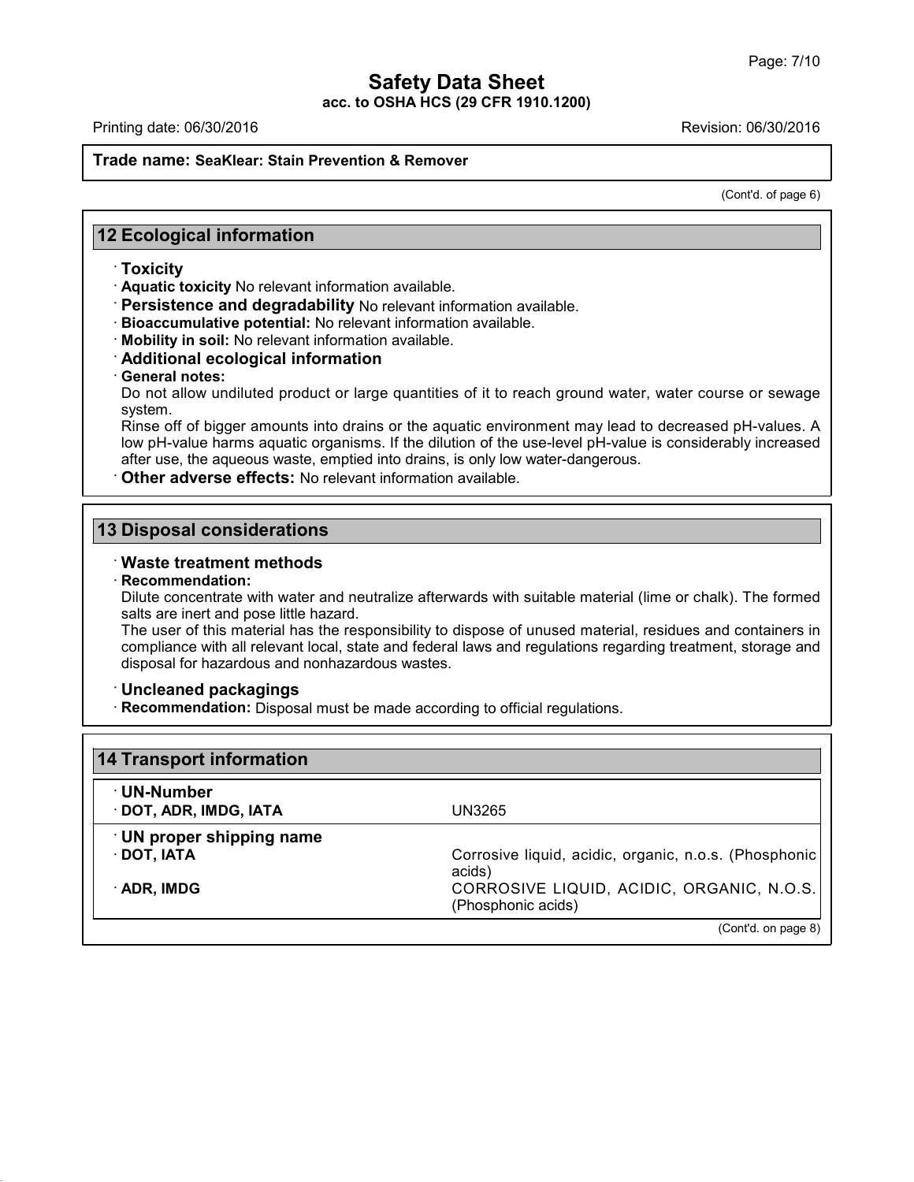**Trade name: SeaKlear: Stain Prevention & Remover**

(Cont'd. of page 6)

## 12 Ecological information

· **Toxicity**
· **Aquatic toxicity** No relevant information available.
· **Persistence and degradability** No relevant information available.
· **Bioaccumulative potential:** No relevant information available.
· **Mobility in soil:** No relevant information available.
· **Additional ecological information**
· **General notes:**
Do not allow undiluted product or large quantities of it to reach ground water, water course or sewage system.
Rinse off of bigger amounts into drains or the aquatic environment may lead to decreased pH-values. A low pH-value harms aquatic organisms. If the dilution of the use-level pH-value is considerably increased after use, the aqueous waste, emptied into drains, is only low water-dangerous.
· **Other adverse effects:** No relevant information available.

## 13 Disposal considerations

· **Waste treatment methods**
· **Recommendation:**
Dilute concentrate with water and neutralize afterwards with suitable material (lime or chalk). The formed salts are inert and pose little hazard.
The user of this material has the responsibility to dispose of unused material, residues and containers in compliance with all relevant local, state and federal laws and regulations regarding treatment, storage and disposal for hazardous and nonhazardous wastes.

· **Uncleaned packagings**
· **Recommendation:** Disposal must be made according to official regulations.

## 14 Transport information

| | |
|---|---|
| · **UN-Number** | |
| · **DOT, ADR, IMDG, IATA** | UN3265 |
| · **UN proper shipping name** | |
| · **DOT, IATA** | Corrosive liquid, acidic, organic, n.o.s. (Phosphonic acids) |
| · **ADR, IMDG** | CORROSIVE LIQUID, ACIDIC, ORGANIC, N.O.S. (Phosphonic acids) |

(Cont'd. on page 8)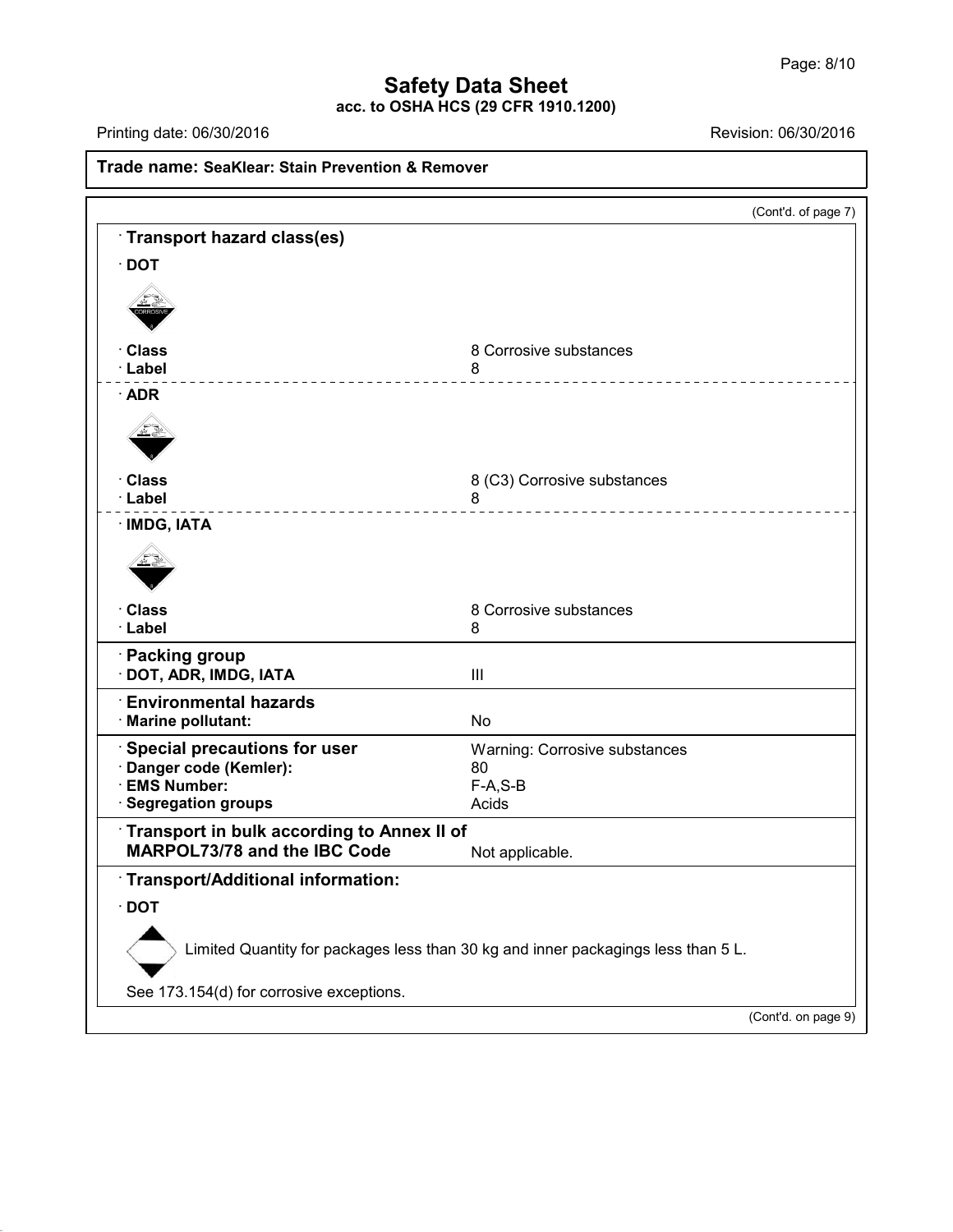# Safety Data Sheet
**acc. to OSHA HCS (29 CFR 1910.1200)**

Printing date: 06/30/2016 | Revision: 06/30/2016

**Trade name: SeaKlear: Stain Prevention & Remover**

(Cont'd. of page 7)

## · Transport hazard class(es)

**· DOT**

| | |
|---|---|
| **· Class** | 8 Corrosive substances |
| **· Label** | 8 |

**· ADR**

| | |
|---|---|
| **· Class** | 8 (C3) Corrosive substances |
| **· Label** | 8 |

**· IMDG, IATA**

| | |
|---|---|
| **· Class** | 8 Corrosive substances |
| **· Label** | 8 |

## · Packing group

| | |
|---|---|
| **· DOT, ADR, IMDG, IATA** | III |

## · Environmental hazards

| | |
|---|---|
| **· Marine pollutant:** | No |

## · Special precautions for user

| | |
|---|---|
| **· Special precautions for user** | Warning: Corrosive substances |
| **· Danger code (Kemler):** | 80 |
| **· EMS Number:** | F-A,S-B |
| **· Segregation groups** | Acids |

## · Transport in bulk according to Annex II of MARPOL73/78 and the IBC Code

Not applicable.

## · Transport/Additional information:

**· DOT**

Limited Quantity for packages less than 30 kg and inner packagings less than 5 L.

See 173.154(d) for corrosive exceptions.

(Cont'd. on page 9)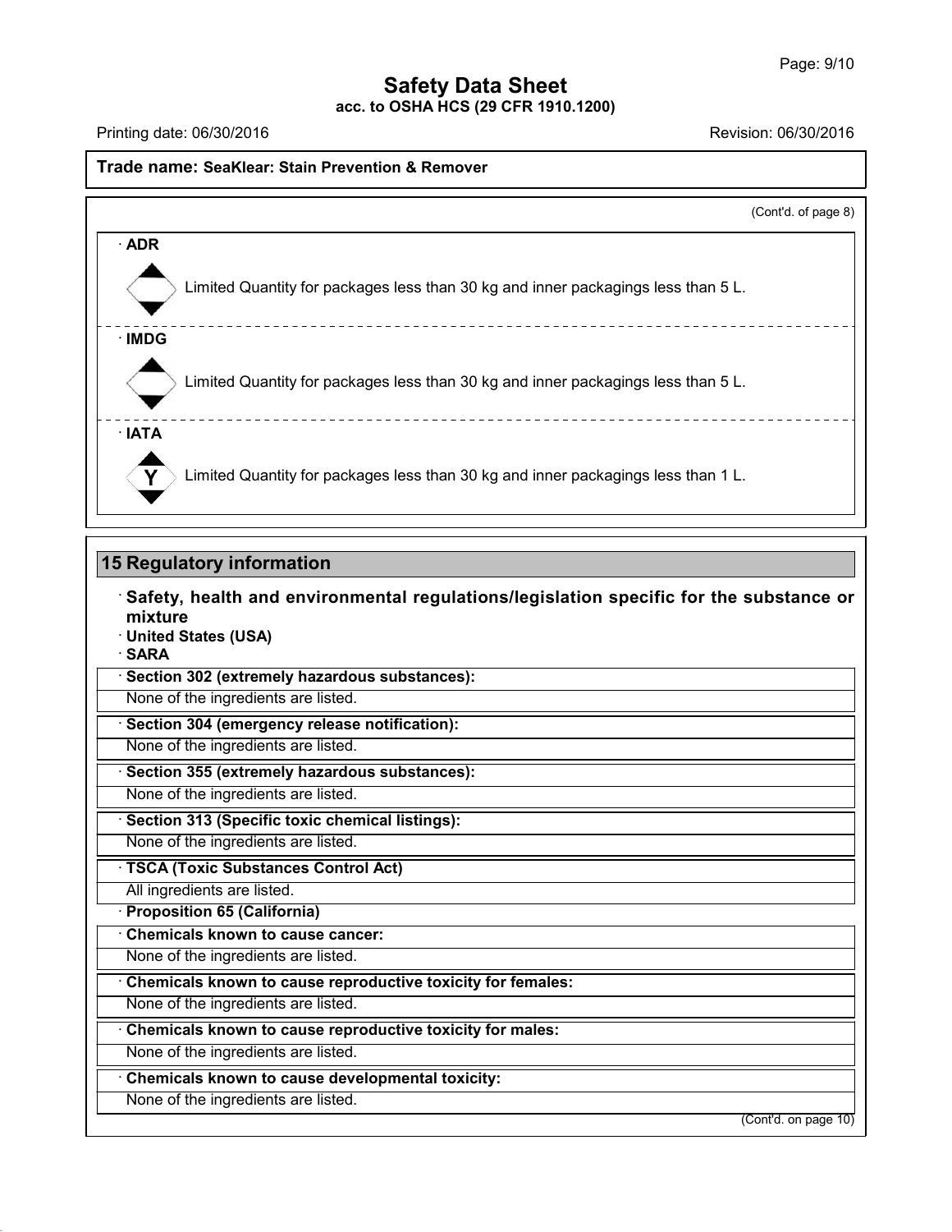**Trade name: SeaKlear: Stain Prevention & Remover**

(Cont'd. of page 8)

· **ADR**

Limited Quantity for packages less than 30 kg and inner packagings less than 5 L.

· **IMDG**

Limited Quantity for packages less than 30 kg and inner packagings less than 5 L.

· **IATA**

Y

Limited Quantity for packages less than 30 kg and inner packagings less than 1 L.

## 15 Regulatory information

· **Safety, health and environmental regulations/legislation specific for the substance or mixture**

· **United States (USA)**

· **SARA**

· **Section 302 (extremely hazardous substances):**

None of the ingredients are listed.

· **Section 304 (emergency release notification):**

None of the ingredients are listed.

· **Section 355 (extremely hazardous substances):**

None of the ingredients are listed.

· **Section 313 (Specific toxic chemical listings):**

None of the ingredients are listed.

· **TSCA (Toxic Substances Control Act)**

All ingredients are listed.

· **Proposition 65 (California)**

· **Chemicals known to cause cancer:**

None of the ingredients are listed.

· **Chemicals known to cause reproductive toxicity for females:**

None of the ingredients are listed.

· **Chemicals known to cause reproductive toxicity for males:**

None of the ingredients are listed.

· **Chemicals known to cause developmental toxicity:**

None of the ingredients are listed.

(Cont'd. on page 10)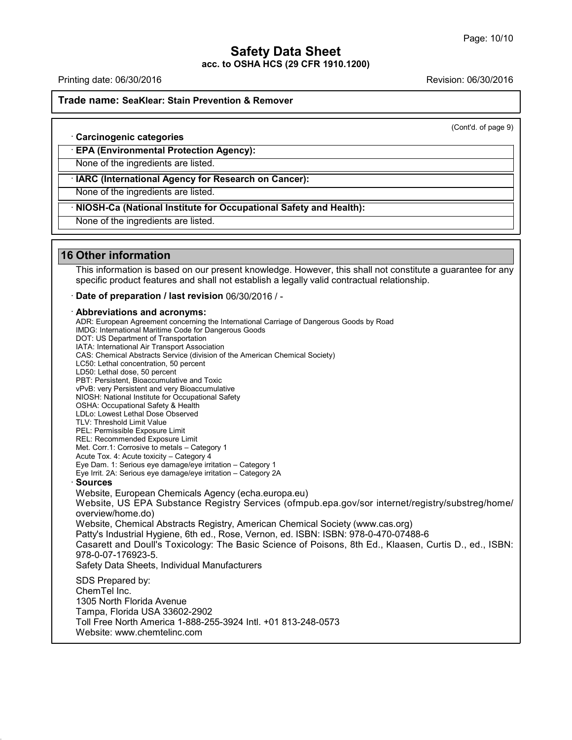**Safety Data Sheet**
**acc. to OSHA HCS (29 CFR 1910.1200)**

Printing date: 06/30/2016 Revision: 06/30/2016

**Trade name: SeaKlear: Stain Prevention & Remover**

(Cont'd. of page 9)

· **Carcinogenic categories**

· **EPA (Environmental Protection Agency):**

None of the ingredients are listed.

· **IARC (International Agency for Research on Cancer):**

None of the ingredients are listed.

· **NIOSH-Ca (National Institute for Occupational Safety and Health):**

None of the ingredients are listed.

## 16 Other information

This information is based on our present knowledge. However, this shall not constitute a guarantee for any specific product features and shall not establish a legally valid contractual relationship.

· **Date of preparation / last revision** 06/30/2016 / -

· **Abbreviations and acronyms:**

ADR: European Agreement concerning the International Carriage of Dangerous Goods by Road
IMDG: International Maritime Code for Dangerous Goods
DOT: US Department of Transportation
IATA: International Air Transport Association
CAS: Chemical Abstracts Service (division of the American Chemical Society)
LC50: Lethal concentration, 50 percent
LD50: Lethal dose, 50 percent
PBT: Persistent, Bioaccumulative and Toxic
vPvB: very Persistent and very Bioaccumulative
NIOSH: National Institute for Occupational Safety
OSHA: Occupational Safety & Health
LDLo: Lowest Lethal Dose Observed
TLV: Threshold Limit Value
PEL: Permissible Exposure Limit
REL: Recommended Exposure Limit
Met. Corr.1: Corrosive to metals – Category 1
Acute Tox. 4: Acute toxicity – Category 4
Eye Dam. 1: Serious eye damage/eye irritation – Category 1
Eye Irrit. 2A: Serious eye damage/eye irritation – Category 2A

· **Sources**

Website, European Chemicals Agency (echa.europa.eu)
Website, US EPA Substance Registry Services (ofmpub.epa.gov/sor internet/registry/substreg/home/overview/home.do)
Website, Chemical Abstracts Registry, American Chemical Society (www.cas.org)
Patty's Industrial Hygiene, 6th ed., Rose, Vernon, ed. ISBN: ISBN: 978-0-470-07488-6
Casarett and Doull's Toxicology: The Basic Science of Poisons, 8th Ed., Klaasen, Curtis D., ed., ISBN: 978-0-07-176923-5.
Safety Data Sheets, Individual Manufacturers

SDS Prepared by:
ChemTel Inc.
1305 North Florida Avenue
Tampa, Florida USA 33602-2902
Toll Free North America 1-888-255-3924 Intl. +01 813-248-0573
Website: www.chemtelinc.com